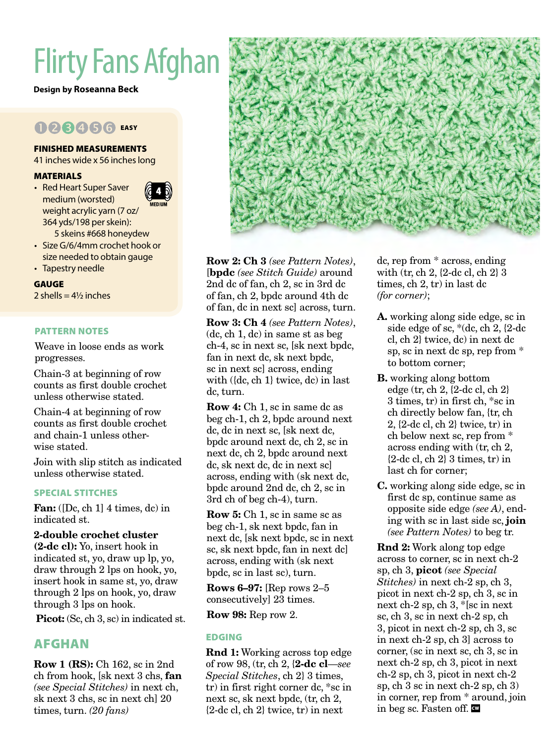# Flirty Fans Afghan

**Design by Roseanna Beck**

EASY

**FINISHED MEASUREMENTS**

41 inches wide x 56 inches long

**MATERIALS**

- Red Heart Super Saver medium (worsted) weight acrylic yarn (7 oz/ 364 yds/198 per skein):
  5 skeins #668 honeydew
- Size G/6/4mm crochet hook or size needed to obtain gauge
- Tapestry needle

**GAUGE**

2 shells = 4½ inches

## PATTERN NOTES

Weave in loose ends as work progresses.

Chain-3 at beginning of row counts as first double crochet unless otherwise stated.

Chain-4 at beginning of row counts as first double crochet and chain-1 unless otherwise stated.

Join with slip stitch as indicated unless otherwise stated.

## SPECIAL STITCHES

**Fan:** ([Dc, ch 1] 4 times, dc) in indicated st.

**2-double crochet cluster (2-dc cl):** Yo, insert hook in indicated st, yo, draw up lp, yo, draw through 2 lps on hook, yo, insert hook in same st, yo, draw through 2 lps on hook, yo, draw through 3 lps on hook.

**Picot:** (Sc, ch 3, sc) in indicated st.

## AFGHAN

**Row 1 (RS):** Ch 162, sc in 2nd ch from hook, [sk next 3 chs, **fan** *(see Special Stitches)* in next ch, sk next 3 chs, sc in next ch] 20 times, turn. *(20 fans)*

**Row 2: Ch 3** *(see Pattern Notes)*, [**bpdc** *(see Stitch Guide)* around 2nd dc of fan, ch 2, sc in 3rd dc of fan, ch 2, bpdc around 4th dc of fan, dc in next sc] across, turn.

**Row 3: Ch 4** *(see Pattern Notes)*, (dc, ch 1, dc) in same st as beg ch-4, sc in next sc, [sk next bpdc, fan in next dc, sk next bpdc, sc in next sc] across, ending with ({dc, ch 1} twice, dc) in last dc, turn.

**Row 4:** Ch 1, sc in same dc as beg ch-1, ch 2, bpdc around next dc, dc in next sc, [sk next dc, bpdc around next dc, ch 2, sc in next dc, ch 2, bpdc around next dc, sk next dc, dc in next sc] across, ending with (sk next dc, bpdc around 2nd dc, ch 2, sc in 3rd ch of beg ch-4), turn.

**Row 5:** Ch 1, sc in same sc as beg ch-1, sk next bpdc, fan in next dc, [sk next bpdc, sc in next sc, sk next bpdc, fan in next dc] across, ending with (sk next bpdc, sc in last sc), turn.

**Rows 6–97:** [Rep rows 2–5 consecutively] 23 times.

**Row 98:** Rep row 2.

## EDGING

**Rnd 1:** Working across top edge of row 98, (tr, ch 2, {**2-dc cl**—*see Special Stitches*, ch 2} 3 times, tr) in first right corner dc, *sc in next sc, sk next bpdc, (tr, ch 2, {2-dc cl, ch 2} twice, tr) in next dc, rep from * across, ending with (tr, ch 2, {2-dc cl, ch 2} 3 times, ch 2, tr) in last dc *(for corner)*;

**A.** working along side edge, sc in side edge of sc, *(dc, ch 2, {2-dc cl, ch 2} twice, dc) in next dc sp, sc in next dc sp, rep from * to bottom corner;

**B.** working along bottom edge (tr, ch 2, {2-dc cl, ch 2} 3 times, tr) in first ch, *sc in ch directly below fan, {tr, ch 2, {2-dc cl, ch 2} twice, tr) in ch below next sc, rep from * across ending with (tr, ch 2, {2-dc cl, ch 2} 3 times, tr) in last ch for corner;

**C.** working along side edge, sc in first dc sp, continue same as opposite side edge *(see A)*, ending with sc in last side sc, **join** *(see Pattern Notes)* to beg tr.

**Rnd 2:** Work along top edge across to corner, sc in next ch-2 sp, ch 3, **picot** *(see Special Stitches)* in next ch-2 sp, ch 3, picot in next ch-2 sp, ch 3, sc in next ch-2 sp, ch 3, *[sc in next sc, ch 3, sc in next ch-2 sp, ch 3, picot in next ch-2 sp, ch 3, sc in next ch-2 sp, ch 3] across to corner, (sc in next sc, ch 3, sc in next ch-2 sp, ch 3, picot in next ch-2 sp, ch 3, picot in next ch-2 sp, ch 3 sc in next ch-2 sp, ch 3) in corner, rep from * around, join in beg sc. Fasten off.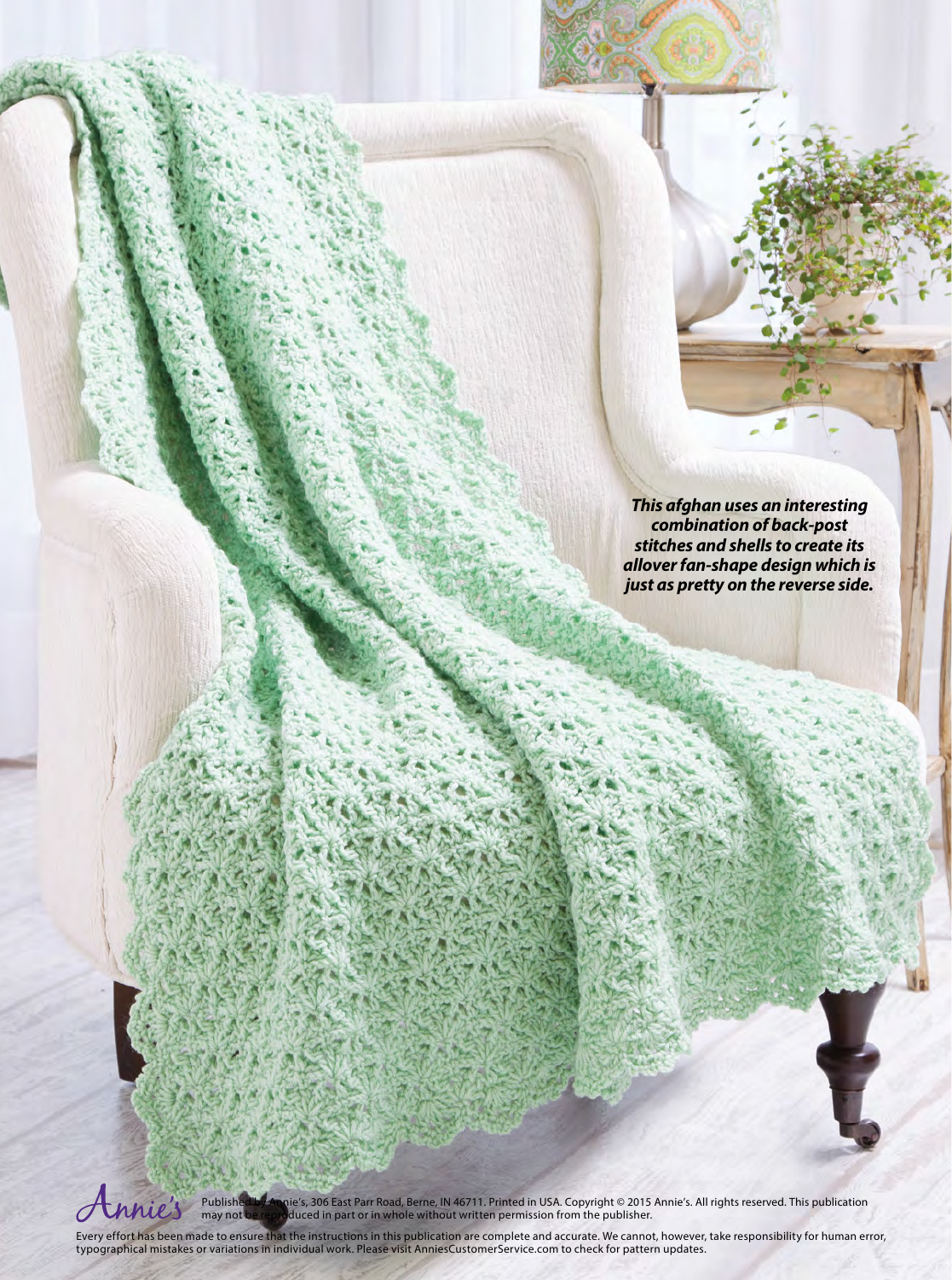***This afghan uses an interesting combination of back-post stitches and shells to create its allover fan-shape design which is just as pretty on the reverse side.***

Published by Annie's, 306 East Parr Road, Berne, IN 46711. Printed in USA. Copyright © 2015 Annie's. All rights reserved. This publication may not be reproduced in part or in whole without written permission from the publisher.

Every effort has been made to ensure that the instructions in this publication are complete and accurate. We cannot, however, take responsibility for human error, typographical mistakes or variations in individual work. Please visit AnniesCustomerService.com to check for pattern updates.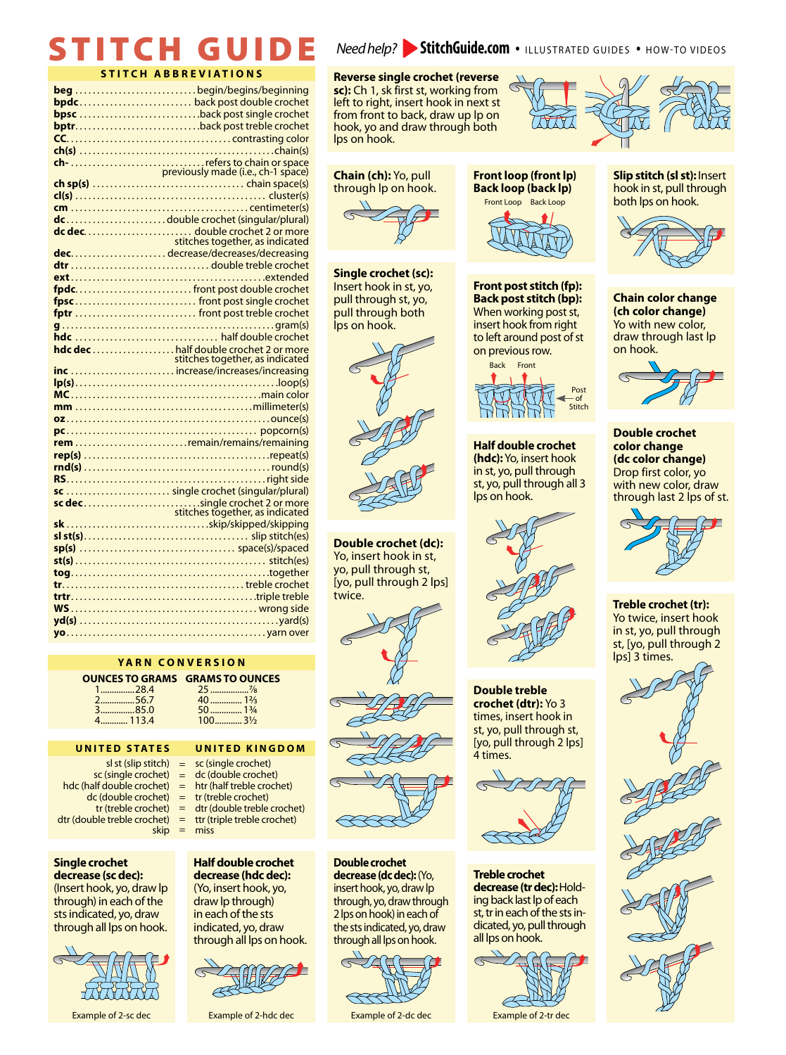# STITCH GUIDE

*Need help?* StitchGuide.com • ILLUSTRATED GUIDES • HOW-TO VIDEOS

## STITCH ABBREVIATIONS

| | |
|---|---|
| **beg** | begin/begins/beginning |
| **bpdc** | back post double crochet |
| **bpsc** | back post single crochet |
| **bptr** | back post treble crochet |
| **CC** | contrasting color |
| **ch(s)** | chain(s) |
| **ch-** | refers to chain or space previously made (i.e., ch-1 space) |
| **ch sp(s)** | chain space(s) |
| **cl(s)** | cluster(s) |
| **cm** | centimeter(s) |
| **dc** | double crochet (singular/plural) |
| **dc dec** | double crochet 2 or more stitches together, as indicated |
| **dec** | decrease/decreases/decreasing |
| **dtr** | double treble crochet |
| **ext** | extended |
| **fpdc** | front post double crochet |
| **fpsc** | front post single crochet |
| **fptr** | front post treble crochet |
| **g** | gram(s) |
| **hdc** | half double crochet |
| **hdc dec** | half double crochet 2 or more stitches together, as indicated |
| **inc** | increase/increases/increasing |
| **lp(s)** | loop(s) |
| **MC** | main color |
| **mm** | millimeter(s) |
| **oz** | ounce(s) |
| **pc** | popcorn(s) |
| **rem** | remain/remains/remaining |
| **rep(s)** | repeat(s) |
| **rnd(s)** | round(s) |
| **RS** | right side |
| **sc** | single crochet (singular/plural) |
| **sc dec** | single crochet 2 or more stitches together, as indicated |
| **sk** | skip/skipped/skipping |
| **sl st(s)** | slip stitch(es) |
| **sp(s)** | space(s)/spaced |
| **st(s)** | stitch(es) |
| **tog** | together |
| **tr** | treble crochet |
| **trtr** | triple treble |
| **WS** | wrong side |
| **yd(s)** | yard(s) |
| **yo** | yarn over |

## YARN CONVERSION

| OUNCES TO GRAMS | | GRAMS TO OUNCES | |
|---|---|---|---|
| 1 | 28.4 | 25 | ⅞ |
| 2 | 56.7 | 40 | 1⅖ |
| 3 | 85.0 | 50 | 1¾ |
| 4 | 113.4 | 100 | 3½ |

| UNITED STATES | | UNITED KINGDOM |
|---|---|---|
| sl st (slip stitch) | = | sc (single crochet) |
| sc (single crochet) | = | dc (double crochet) |
| hdc (half double crochet) | = | htr (half treble crochet) |
| dc (double crochet) | = | tr (treble crochet) |
| tr (treble crochet) | = | dtr (double treble crochet) |
| dtr (double treble crochet) | = | ttr (triple treble crochet) |
| skip | = | miss |

**Single crochet decrease (sc dec):** (Insert hook, yo, draw lp through) in each of the sts indicated, yo, draw through all lps on hook.

Example of 2-sc dec

**Half double crochet decrease (hdc dec):** (Yo, insert hook, yo, draw lp through) in each of the sts indicated, yo, draw through all lps on hook.

Example of 2-hdc dec

**Reverse single crochet (reverse sc):** Ch 1, sk first st, working from left to right, insert hook in next st from front to back, draw up lp on hook, yo and draw through both lps on hook.

**Chain (ch):** Yo, pull through lp on hook.

**Single crochet (sc):** Insert hook in st, yo, pull through st, yo, pull through both lps on hook.

**Double crochet (dc):** Yo, insert hook in st, yo, pull through st, [yo, pull through 2 lps] twice.

**Double crochet decrease (dc dec):** (Yo, insert hook, yo, draw lp through, yo, draw through 2 lps on hook) in each of the sts indicated, yo, draw through all lps on hook.

Example of 2-dc dec

**Front loop (front lp) Back loop (back lp)**

Front Loop Back Loop

**Front post stitch (fp): Back post stitch (bp):** When working post st, insert hook from right to left around post of st on previous row.

Back Front Post of Stitch

**Half double crochet (hdc):** Yo, insert hook in st, yo, pull through st, yo, pull through all 3 lps on hook.

**Double treble crochet (dtr):** Yo 3 times, insert hook in st, yo, pull through st, [yo, pull through 2 lps] 4 times.

**Treble crochet decrease (tr dec):** Holding back last lp of each st, tr in each of the sts indicated, yo, pull through all lps on hook.

Example of 2-tr dec

**Slip stitch (sl st):** Insert hook in st, pull through both lps on hook.

**Chain color change (ch color change)** Yo with new color, draw through last lp on hook.

**Double crochet color change (dc color change)** Drop first color, yo with new color, draw through last 2 lps of st.

**Treble crochet (tr):** Yo twice, insert hook in st, yo, pull through st, [yo, pull through 2 lps] 3 times.